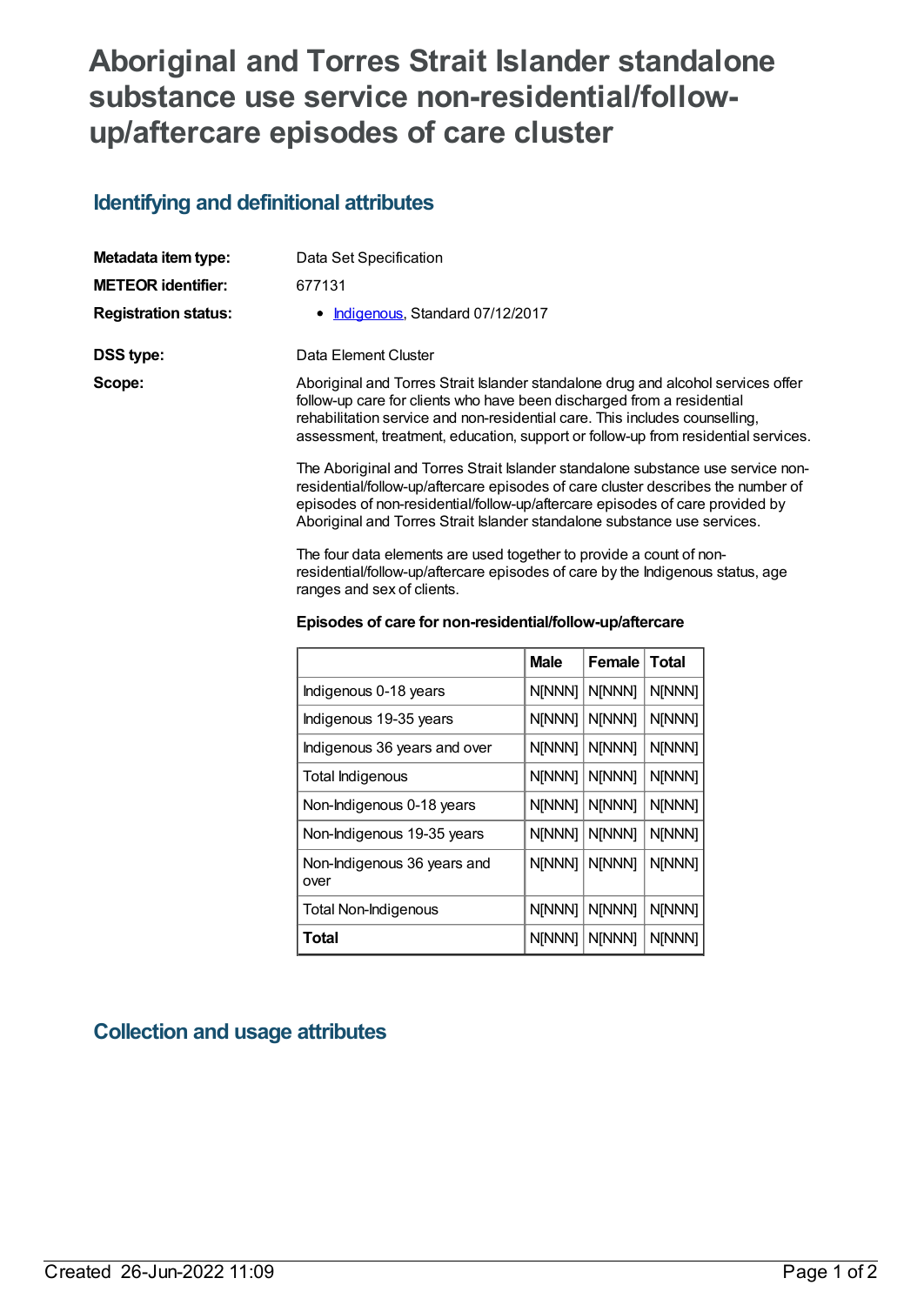# Aboriginal and Torres Strait Islander standalone substance use service non-residential/follow-up/aftercare episodes of care cluster

## Identifying and definitional attributes

**Metadata item type:** Data Set Specification

**METEOR identifier:** 677131

**Registration status:**
- Indigenous, Standard 07/12/2017

**DSS type:** Data Element Cluster

**Scope:** Aboriginal and Torres Strait Islander standalone drug and alcohol services offer follow-up care for clients who have been discharged from a residential rehabilitation service and non-residential care. This includes counselling, assessment, treatment, education, support or follow-up from residential services.

The Aboriginal and Torres Strait Islander standalone substance use service non-residential/follow-up/aftercare episodes of care cluster describes the number of episodes of non-residential/follow-up/aftercare episodes of care provided by Aboriginal and Torres Strait Islander standalone substance use services.

The four data elements are used together to provide a count of non-residential/follow-up/aftercare episodes of care by the Indigenous status, age ranges and sex of clients.

**Episodes of care for non-residential/follow-up/aftercare**

| | Male | Female | Total |
|---|---|---|---|
| Indigenous 0-18 years | N[NNN] | N[NNN] | N[NNN] |
| Indigenous 19-35 years | N[NNN] | N[NNN] | N[NNN] |
| Indigenous 36 years and over | N[NNN] | N[NNN] | N[NNN] |
| Total Indigenous | N[NNN] | N[NNN] | N[NNN] |
| Non-Indigenous 0-18 years | N[NNN] | N[NNN] | N[NNN] |
| Non-Indigenous 19-35 years | N[NNN] | N[NNN] | N[NNN] |
| Non-Indigenous 36 years and over | N[NNN] | N[NNN] | N[NNN] |
| Total Non-Indigenous | N[NNN] | N[NNN] | N[NNN] |
| **Total** | N[NNN] | N[NNN] | N[NNN] |

## Collection and usage attributes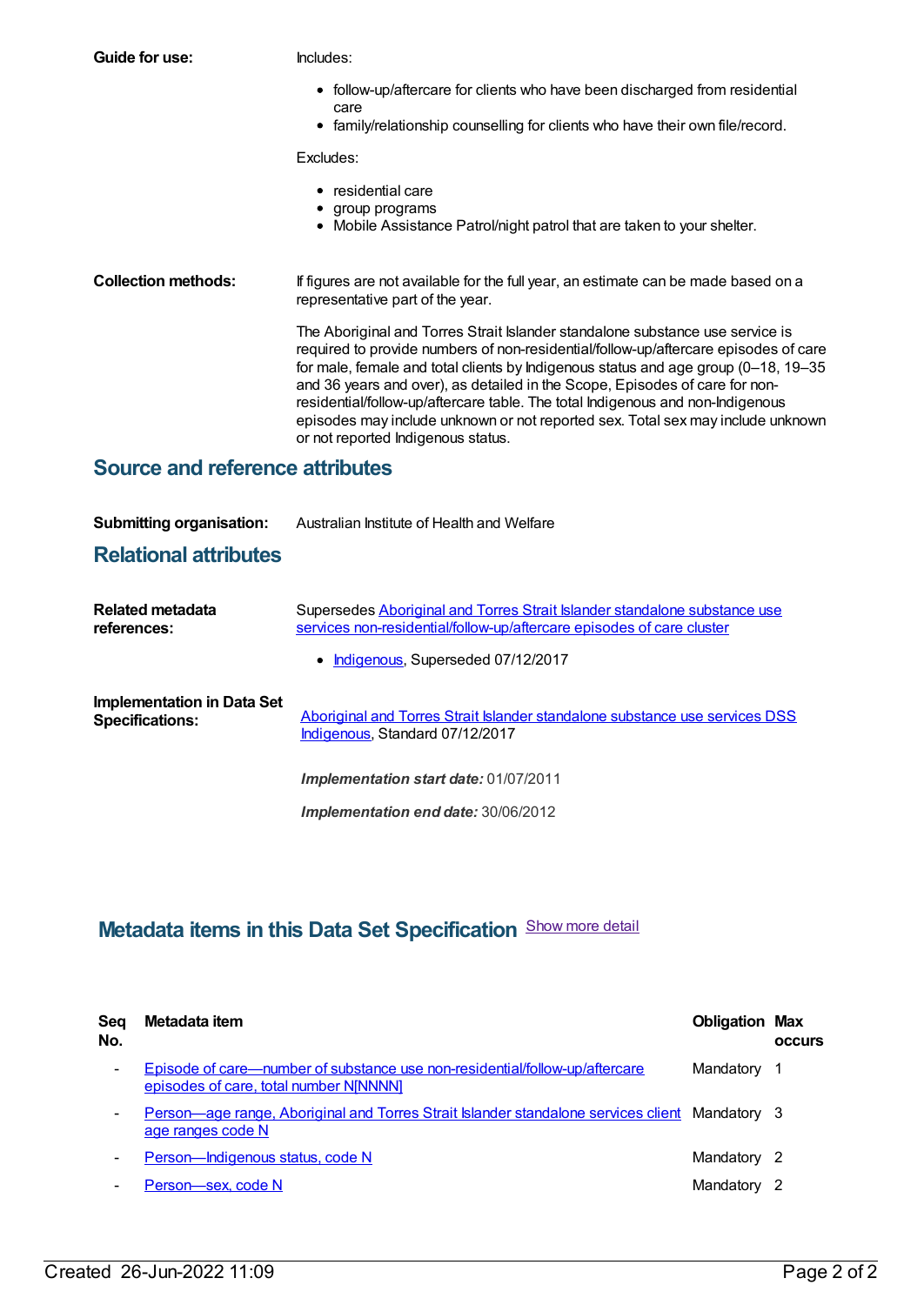**Guide for use:**

Includes:

- follow-up/aftercare for clients who have been discharged from residential care
- family/relationship counselling for clients who have their own file/record.

Excludes:

- residential care
- group programs
- Mobile Assistance Patrol/night patrol that are taken to your shelter.

**Collection methods:**

If figures are not available for the full year, an estimate can be made based on a representative part of the year.

The Aboriginal and Torres Strait Islander standalone substance use service is required to provide numbers of non-residential/follow-up/aftercare episodes of care for male, female and total clients by Indigenous status and age group (0–18, 19–35 and 36 years and over), as detailed in the Scope, Episodes of care for non-residential/follow-up/aftercare table. The total Indigenous and non-Indigenous episodes may include unknown or not reported sex. Total sex may include unknown or not reported Indigenous status.

## Source and reference attributes

**Submitting organisation:** Australian Institute of Health and Welfare

## Relational attributes

**Related metadata references:**

Supersedes Aboriginal and Torres Strait Islander standalone substance use services non-residential/follow-up/aftercare episodes of care cluster

- Indigenous, Superseded 07/12/2017

**Implementation in Data Set Specifications:**

Aboriginal and Torres Strait Islander standalone substance use services DSS Indigenous, Standard 07/12/2017

***Implementation start date:*** 01/07/2011

***Implementation end date:*** 30/06/2012

## Metadata items in this Data Set Specification

Show more detail

| Seq No. | Metadata item | Obligation | Max occurs |
|---|---|---|---|
| - | Episode of care—number of substance use non-residential/follow-up/aftercare episodes of care, total number N[NNNN] | Mandatory | 1 |
| - | Person—age range, Aboriginal and Torres Strait Islander standalone services client age ranges code N | Mandatory | 3 |
| - | Person—Indigenous status, code N | Mandatory | 2 |
| - | Person—sex, code N | Mandatory | 2 |